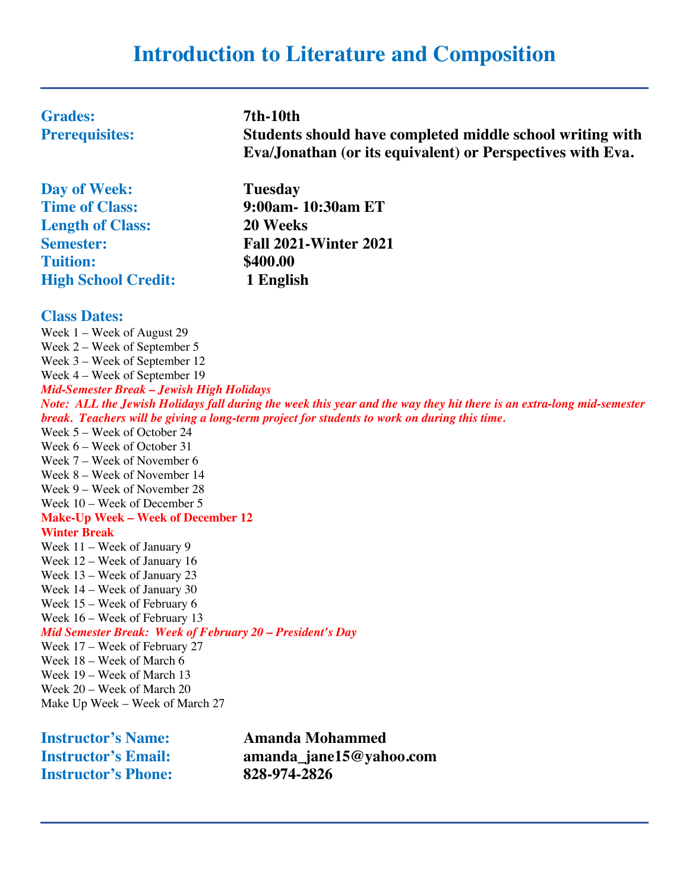# Introduction to Literature and Composition

**Grades:** **7th-10th**
**Prerequisites:** **Students should have completed middle school writing with Eva/Jonathan (or its equivalent) or Perspectives with Eva.**

**Day of Week:** **Tuesday**
**Time of Class:** **9:00am- 10:30am ET**
**Length of Class:** **20 Weeks**
**Semester:** **Fall 2021-Winter 2021**
**Tuition:** **$400.00**
**High School Credit:** **1 English**

## Class Dates:

Week 1 – Week of August 29
Week 2 – Week of September 5
Week 3 – Week of September 12
Week 4 – Week of September 19
***Mid-Semester Break – Jewish High Holidays***
***Note: ALL the Jewish Holidays fall during the week this year and the way they hit there is an extra-long mid-semester break. Teachers will be giving a long-term project for students to work on during this time.***
Week 5 – Week of October 24
Week 6 – Week of October 31
Week 7 – Week of November 6
Week 8 – Week of November 14
Week 9 – Week of November 28
Week 10 – Week of December 5
**Make-Up Week – Week of December 12**
**Winter Break**
Week 11 – Week of January 9
Week 12 – Week of January 16
Week 13 – Week of January 23
Week 14 – Week of January 30
Week 15 – Week of February 6
Week 16 – Week of February 13
***Mid Semester Break: Week of February 20 – President's Day***
Week 17 – Week of February 27
Week 18 – Week of March 6
Week 19 – Week of March 13
Week 20 – Week of March 20
Make Up Week – Week of March 27

**Instructor's Name:** **Amanda Mohammed**
**Instructor's Email:** **amanda_jane15@yahoo.com**
**Instructor's Phone:** **828-974-2826**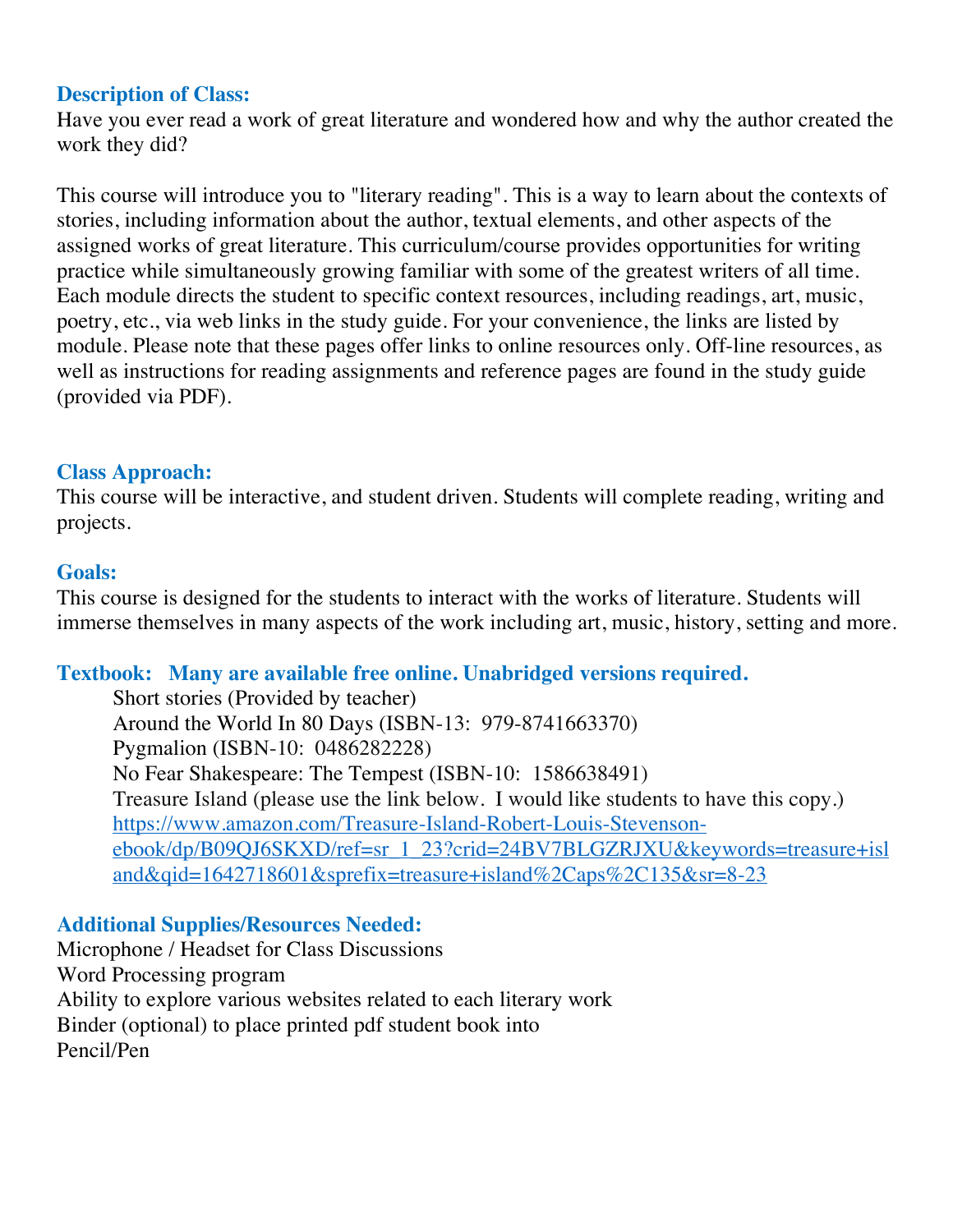## Description of Class:

Have you ever read a work of great literature and wondered how and why the author created the work they did?

This course will introduce you to "literary reading". This is a way to learn about the contexts of stories, including information about the author, textual elements, and other aspects of the assigned works of great literature. This curriculum/course provides opportunities for writing practice while simultaneously growing familiar with some of the greatest writers of all time. Each module directs the student to specific context resources, including readings, art, music, poetry, etc., via web links in the study guide. For your convenience, the links are listed by module. Please note that these pages offer links to online resources only. Off-line resources, as well as instructions for reading assignments and reference pages are found in the study guide (provided via PDF).

## Class Approach:

This course will be interactive, and student driven. Students will complete reading, writing and projects.

## Goals:

This course is designed for the students to interact with the works of literature. Students will immerse themselves in many aspects of the work including art, music, history, setting and more.

## Textbook: Many are available free online. Unabridged versions required.

Short stories (Provided by teacher)
Around the World In 80 Days (ISBN-13: 979-8741663370)
Pygmalion (ISBN-10: 0486282228)
No Fear Shakespeare: The Tempest (ISBN-10: 1586638491)
Treasure Island (please use the link below. I would like students to have this copy.)
https://www.amazon.com/Treasure-Island-Robert-Louis-Stevenson-ebook/dp/B09QJ6SKXD/ref=sr_1_23?crid=24BV7BLGZRJXU&keywords=treasure+island&qid=1642718601&sprefix=treasure+island%2Caps%2C135&sr=8-23

## Additional Supplies/Resources Needed:

Microphone / Headset for Class Discussions
Word Processing program
Ability to explore various websites related to each literary work
Binder (optional) to place printed pdf student book into
Pencil/Pen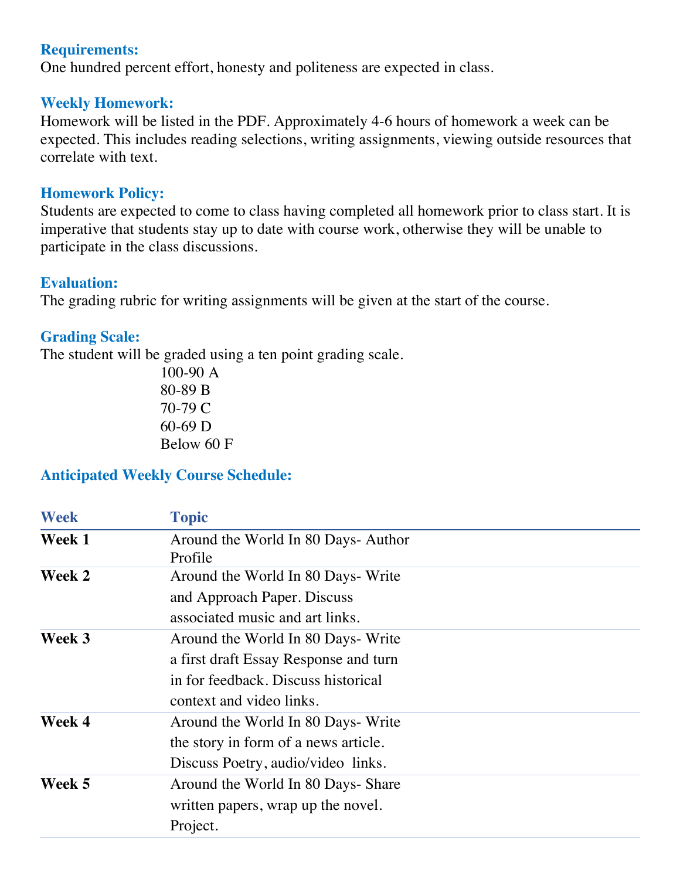### Requirements:

One hundred percent effort, honesty and politeness are expected in class.

### Weekly Homework:

Homework will be listed in the PDF. Approximately 4-6 hours of homework a week can be expected. This includes reading selections, writing assignments, viewing outside resources that correlate with text.

### Homework Policy:

Students are expected to come to class having completed all homework prior to class start. It is imperative that students stay up to date with course work, otherwise they will be unable to participate in the class discussions.

### Evaluation:

The grading rubric for writing assignments will be given at the start of the course.

### Grading Scale:

The student will be graded using a ten point grading scale.

100-90 A
80-89 B
70-79 C
60-69 D
Below 60 F

### Anticipated Weekly Course Schedule:

| Week | Topic |
|---|---|
| **Week 1** | Around the World In 80 Days- Author Profile |
| **Week 2** | Around the World In 80 Days- Write and Approach Paper. Discuss associated music and art links. |
| **Week 3** | Around the World In 80 Days- Write a first draft Essay Response and turn in for feedback. Discuss historical context and video links. |
| **Week 4** | Around the World In 80 Days- Write the story in form of a news article. Discuss Poetry, audio/video links. |
| **Week 5** | Around the World In 80 Days- Share written papers, wrap up the novel. Project. |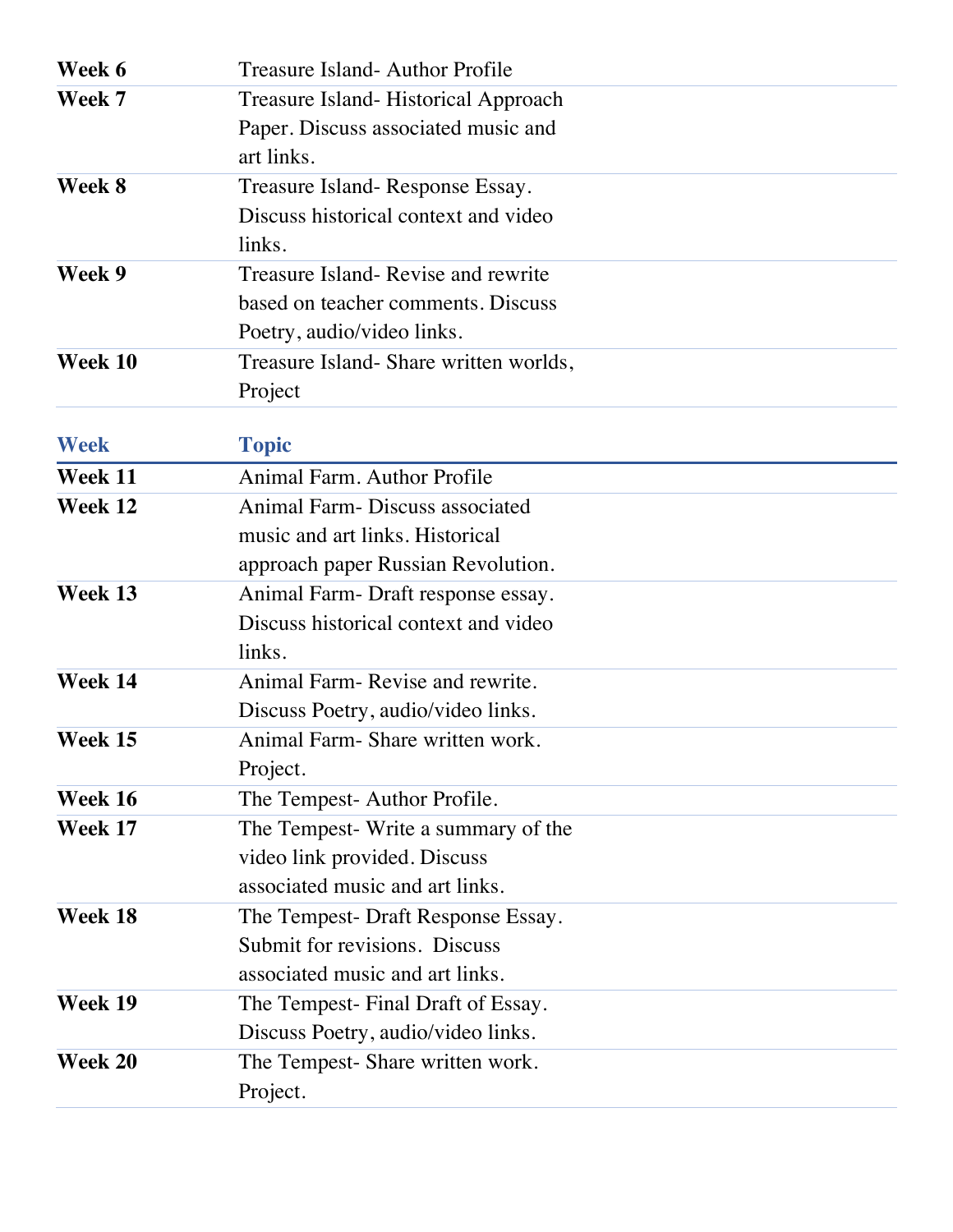| | |
|---|---|
| **Week 6** | Treasure Island- Author Profile |
| **Week 7** | Treasure Island- Historical Approach Paper. Discuss associated music and art links. |
| **Week 8** | Treasure Island- Response Essay. Discuss historical context and video links. |
| **Week 9** | Treasure Island- Revise and rewrite based on teacher comments. Discuss Poetry, audio/video links. |
| **Week 10** | Treasure Island- Share written worlds, Project |

| Week | Topic |
|---|---|
| **Week 11** | Animal Farm. Author Profile |
| **Week 12** | Animal Farm- Discuss associated music and art links. Historical approach paper Russian Revolution. |
| **Week 13** | Animal Farm- Draft response essay. Discuss historical context and video links. |
| **Week 14** | Animal Farm- Revise and rewrite. Discuss Poetry, audio/video links. |
| **Week 15** | Animal Farm- Share written work. Project. |
| **Week 16** | The Tempest- Author Profile. |
| **Week 17** | The Tempest- Write a summary of the video link provided. Discuss associated music and art links. |
| **Week 18** | The Tempest- Draft Response Essay. Submit for revisions. Discuss associated music and art links. |
| **Week 19** | The Tempest- Final Draft of Essay. Discuss Poetry, audio/video links. |
| **Week 20** | The Tempest- Share written work. Project. |